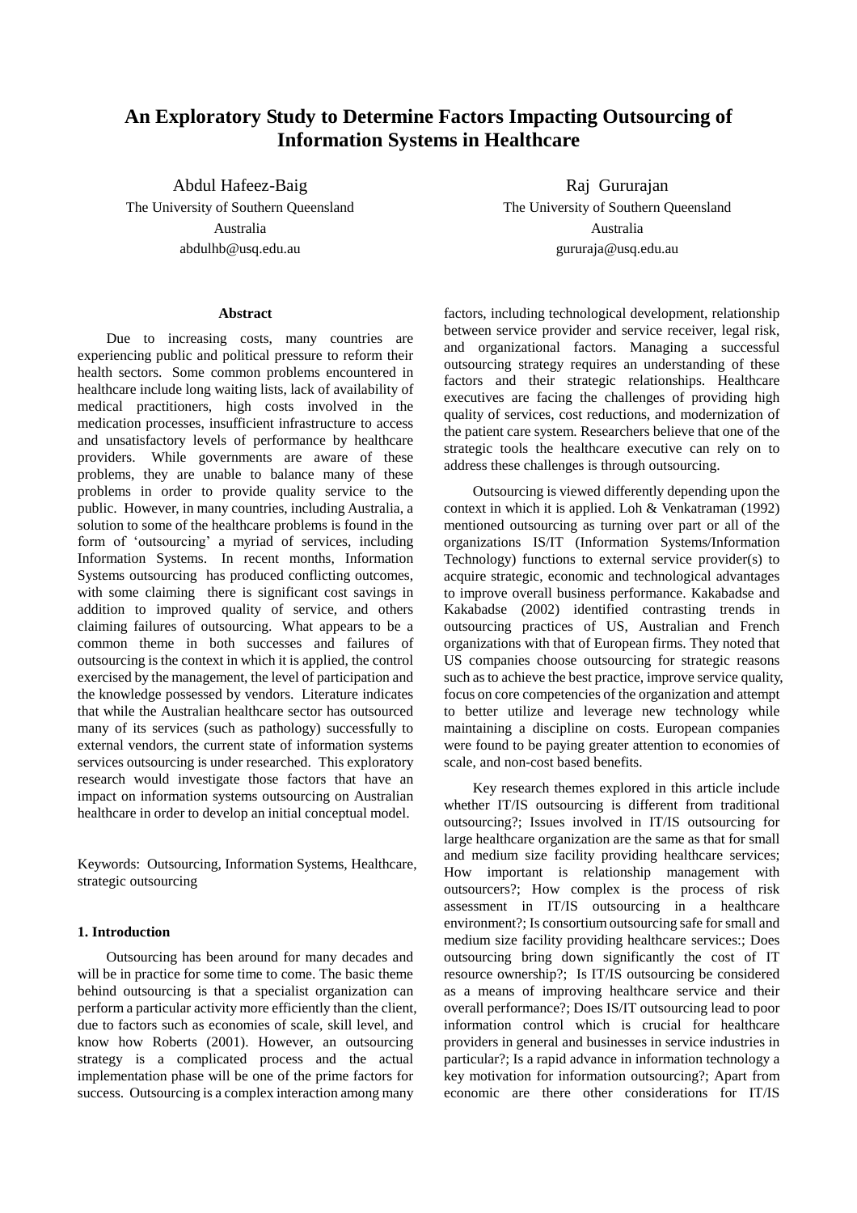# An Exploratory Study to Determine Factors Impacting Outsourcing of Information Systems in Healthcare

Abdul Hafeez-Baig
The University of Southern Queensland
Australia
abdulhb@usq.edu.au

Raj Gururajan
The University of Southern Queensland
Australia
gururaja@usq.edu.au

### Abstract

Due to increasing costs, many countries are experiencing public and political pressure to reform their health sectors. Some common problems encountered in healthcare include long waiting lists, lack of availability of medical practitioners, high costs involved in the medication processes, insufficient infrastructure to access and unsatisfactory levels of performance by healthcare providers. While governments are aware of these problems, they are unable to balance many of these problems in order to provide quality service to the public. However, in many countries, including Australia, a solution to some of the healthcare problems is found in the form of 'outsourcing' a myriad of services, including Information Systems. In recent months, Information Systems outsourcing has produced conflicting outcomes, with some claiming there is significant cost savings in addition to improved quality of service, and others claiming failures of outsourcing. What appears to be a common theme in both successes and failures of outsourcing is the context in which it is applied, the control exercised by the management, the level of participation and the knowledge possessed by vendors. Literature indicates that while the Australian healthcare sector has outsourced many of its services (such as pathology) successfully to external vendors, the current state of information systems services outsourcing is under researched. This exploratory research would investigate those factors that have an impact on information systems outsourcing on Australian healthcare in order to develop an initial conceptual model.

Keywords: Outsourcing, Information Systems, Healthcare, strategic outsourcing

### 1. Introduction

Outsourcing has been around for many decades and will be in practice for some time to come. The basic theme behind outsourcing is that a specialist organization can perform a particular activity more efficiently than the client, due to factors such as economies of scale, skill level, and know how Roberts (2001). However, an outsourcing strategy is a complicated process and the actual implementation phase will be one of the prime factors for success. Outsourcing is a complex interaction among many factors, including technological development, relationship between service provider and service receiver, legal risk, and organizational factors. Managing a successful outsourcing strategy requires an understanding of these factors and their strategic relationships. Healthcare executives are facing the challenges of providing high quality of services, cost reductions, and modernization of the patient care system. Researchers believe that one of the strategic tools the healthcare executive can rely on to address these challenges is through outsourcing.

Outsourcing is viewed differently depending upon the context in which it is applied. Loh & Venkatraman (1992) mentioned outsourcing as turning over part or all of the organizations IS/IT (Information Systems/Information Technology) functions to external service provider(s) to acquire strategic, economic and technological advantages to improve overall business performance. Kakabadse and Kakabadse (2002) identified contrasting trends in outsourcing practices of US, Australian and French organizations with that of European firms. They noted that US companies choose outsourcing for strategic reasons such as to achieve the best practice, improve service quality, focus on core competencies of the organization and attempt to better utilize and leverage new technology while maintaining a discipline on costs. European companies were found to be paying greater attention to economies of scale, and non-cost based benefits.

Key research themes explored in this article include whether IT/IS outsourcing is different from traditional outsourcing?; Issues involved in IT/IS outsourcing for large healthcare organization are the same as that for small and medium size facility providing healthcare services; How important is relationship management with outsourcers?; How complex is the process of risk assessment in IT/IS outsourcing in a healthcare environment?; Is consortium outsourcing safe for small and medium size facility providing healthcare services:; Does outsourcing bring down significantly the cost of IT resource ownership?; Is IT/IS outsourcing be considered as a means of improving healthcare service and their overall performance?; Does IS/IT outsourcing lead to poor information control which is crucial for healthcare providers in general and businesses in service industries in particular?; Is a rapid advance in information technology a key motivation for information outsourcing?; Apart from economic are there other considerations for IT/IS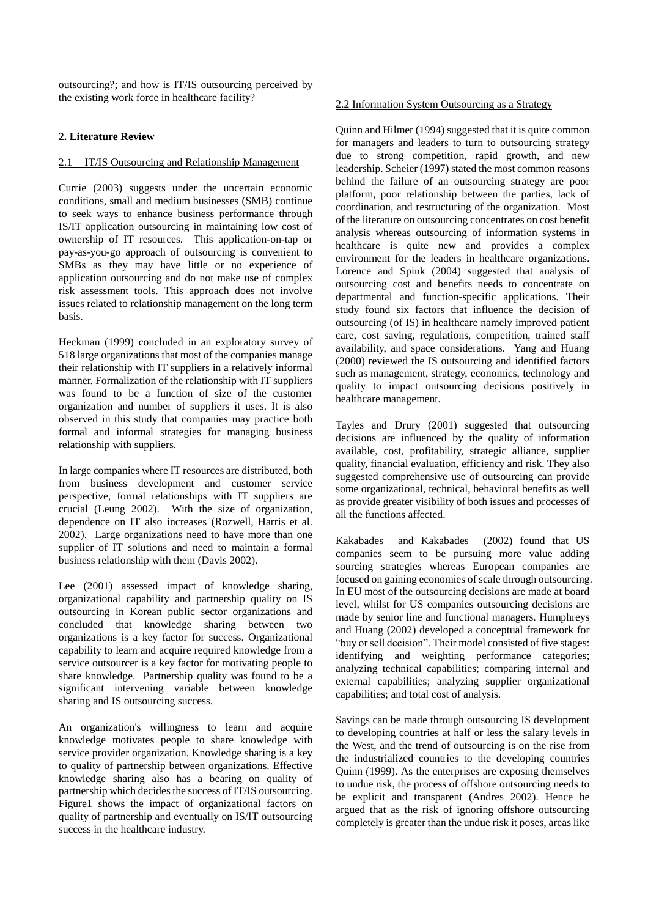outsourcing?; and how is IT/IS outsourcing perceived by the existing work force in healthcare facility?

## 2. Literature Review

### 2.1 IT/IS Outsourcing and Relationship Management

Currie (2003) suggests under the uncertain economic conditions, small and medium businesses (SMB) continue to seek ways to enhance business performance through IS/IT application outsourcing in maintaining low cost of ownership of IT resources. This application-on-tap or pay-as-you-go approach of outsourcing is convenient to SMBs as they may have little or no experience of application outsourcing and do not make use of complex risk assessment tools. This approach does not involve issues related to relationship management on the long term basis.

Heckman (1999) concluded in an exploratory survey of 518 large organizations that most of the companies manage their relationship with IT suppliers in a relatively informal manner. Formalization of the relationship with IT suppliers was found to be a function of size of the customer organization and number of suppliers it uses. It is also observed in this study that companies may practice both formal and informal strategies for managing business relationship with suppliers.

In large companies where IT resources are distributed, both from business development and customer service perspective, formal relationships with IT suppliers are crucial (Leung 2002). With the size of organization, dependence on IT also increases (Rozwell, Harris et al. 2002). Large organizations need to have more than one supplier of IT solutions and need to maintain a formal business relationship with them (Davis 2002).

Lee (2001) assessed impact of knowledge sharing, organizational capability and partnership quality on IS outsourcing in Korean public sector organizations and concluded that knowledge sharing between two organizations is a key factor for success. Organizational capability to learn and acquire required knowledge from a service outsourcer is a key factor for motivating people to share knowledge. Partnership quality was found to be a significant intervening variable between knowledge sharing and IS outsourcing success.

An organization's willingness to learn and acquire knowledge motivates people to share knowledge with service provider organization. Knowledge sharing is a key to quality of partnership between organizations. Effective knowledge sharing also has a bearing on quality of partnership which decides the success of IT/IS outsourcing. Figure1 shows the impact of organizational factors on quality of partnership and eventually on IS/IT outsourcing success in the healthcare industry.

### 2.2 Information System Outsourcing as a Strategy

Quinn and Hilmer (1994) suggested that it is quite common for managers and leaders to turn to outsourcing strategy due to strong competition, rapid growth, and new leadership. Scheier (1997) stated the most common reasons behind the failure of an outsourcing strategy are poor platform, poor relationship between the parties, lack of coordination, and restructuring of the organization. Most of the literature on outsourcing concentrates on cost benefit analysis whereas outsourcing of information systems in healthcare is quite new and provides a complex environment for the leaders in healthcare organizations. Lorence and Spink (2004) suggested that analysis of outsourcing cost and benefits needs to concentrate on departmental and function-specific applications. Their study found six factors that influence the decision of outsourcing (of IS) in healthcare namely improved patient care, cost saving, regulations, competition, trained staff availability, and space considerations. Yang and Huang (2000) reviewed the IS outsourcing and identified factors such as management, strategy, economics, technology and quality to impact outsourcing decisions positively in healthcare management.

Tayles and Drury (2001) suggested that outsourcing decisions are influenced by the quality of information available, cost, profitability, strategic alliance, supplier quality, financial evaluation, efficiency and risk. They also suggested comprehensive use of outsourcing can provide some organizational, technical, behavioral benefits as well as provide greater visibility of both issues and processes of all the functions affected.

Kakabades and Kakabades (2002) found that US companies seem to be pursuing more value adding sourcing strategies whereas European companies are focused on gaining economies of scale through outsourcing. In EU most of the outsourcing decisions are made at board level, whilst for US companies outsourcing decisions are made by senior line and functional managers. Humphreys and Huang (2002) developed a conceptual framework for "buy or sell decision". Their model consisted of five stages: identifying and weighting performance categories; analyzing technical capabilities; comparing internal and external capabilities; analyzing supplier organizational capabilities; and total cost of analysis.

Savings can be made through outsourcing IS development to developing countries at half or less the salary levels in the West, and the trend of outsourcing is on the rise from the industrialized countries to the developing countries Quinn (1999). As the enterprises are exposing themselves to undue risk, the process of offshore outsourcing needs to be explicit and transparent (Andres 2002). Hence he argued that as the risk of ignoring offshore outsourcing completely is greater than the undue risk it poses, areas like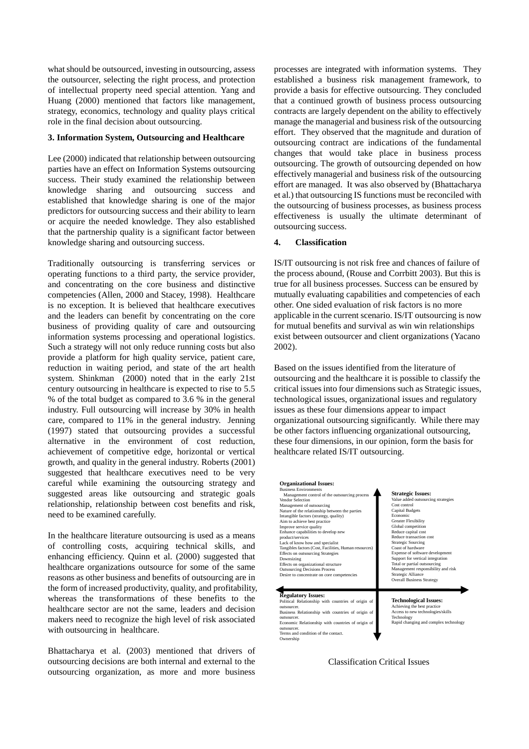what should be outsourced, investing in outsourcing, assess the outsourcer, selecting the right process, and protection of intellectual property need special attention. Yang and Huang (2000) mentioned that factors like management, strategy, economics, technology and quality plays critical role in the final decision about outsourcing.

## 3. Information System, Outsourcing and Healthcare

Lee (2000) indicated that relationship between outsourcing parties have an effect on Information Systems outsourcing success. Their study examined the relationship between knowledge sharing and outsourcing success and established that knowledge sharing is one of the major predictors for outsourcing success and their ability to learn or acquire the needed knowledge. They also established that the partnership quality is a significant factor between knowledge sharing and outsourcing success.

Traditionally outsourcing is transferring services or operating functions to a third party, the service provider, and concentrating on the core business and distinctive competencies (Allen, 2000 and Stacey, 1998). Healthcare is no exception. It is believed that healthcare executives and the leaders can benefit by concentrating on the core business of providing quality of care and outsourcing information systems processing and operational logistics. Such a strategy will not only reduce running costs but also provide a platform for high quality service, patient care, reduction in waiting period, and state of the art health system. Shinkman (2000) noted that in the early 21st century outsourcing in healthcare is expected to rise to 5.5 % of the total budget as compared to 3.6 % in the general industry. Full outsourcing will increase by 30% in health care, compared to 11% in the general industry. Jenning (1997) stated that outsourcing provides a successful alternative in the environment of cost reduction, achievement of competitive edge, horizontal or vertical growth, and quality in the general industry. Roberts (2001) suggested that healthcare executives need to be very careful while examining the outsourcing strategy and suggested areas like outsourcing and strategic goals relationship, relationship between cost benefits and risk, need to be examined carefully.

In the healthcare literature outsourcing is used as a means of controlling costs, acquiring technical skills, and enhancing efficiency. Quinn et al. (2000) suggested that healthcare organizations outsource for some of the same reasons as other business and benefits of outsourcing are in the form of increased productivity, quality, and profitability, whereas the transformations of these benefits to the healthcare sector are not the same, leaders and decision makers need to recognize the high level of risk associated with outsourcing in healthcare.

Bhattacharya et al. (2003) mentioned that drivers of outsourcing decisions are both internal and external to the outsourcing organization, as more and more business processes are integrated with information systems. They established a business risk management framework, to provide a basis for effective outsourcing. They concluded that a continued growth of business process outsourcing contracts are largely dependent on the ability to effectively manage the managerial and business risk of the outsourcing effort. They observed that the magnitude and duration of outsourcing contract are indications of the fundamental changes that would take place in business process outsourcing. The growth of outsourcing depended on how effectively managerial and business risk of the outsourcing effort are managed. It was also observed by (Bhattacharya et al.) that outsourcing IS functions must be reconciled with the outsourcing of business processes, as business process effectiveness is usually the ultimate determinant of outsourcing success.

## 4. Classification

IS/IT outsourcing is not risk free and chances of failure of the process abound, (Rouse and Corrbitt 2003). But this is true for all business processes. Success can be ensured by mutually evaluating capabilities and competencies of each other. One sided evaluation of risk factors is no more applicable in the current scenario. IS/IT outsourcing is now for mutual benefits and survival as win win relationships exist between outsourcer and client organizations (Yacano 2002).

Based on the issues identified from the literature of outsourcing and the healthcare it is possible to classify the critical issues into four dimensions such as Strategic issues, technological issues, organizational issues and regulatory issues as these four dimensions appear to impact organizational outsourcing significantly. While there may be other factors influencing organizational outsourcing, these four dimensions, in our opinion, form the basis for healthcare related IS/IT outsourcing.

**Organizational Issues:**
Business Environments
Management control of the outsourcing process
Vendor Selection
Management of outsourcing
Nature of the relationship between the parties
Intangible factors (strategy, quality)
Aim to achieve best practice
Improve service quality
Enhance capabilities to develop new product/services
Lack of know how and specialist
Tangibles factors (Cost, Facilities, Human resources)
Effects on outsourcing Strategies
Downsizing
Effects on organizational structure
Outsourcing Decisions Process
Desire to concentrate on core competencies

**Strategic Issues:**
Value added outsourcing strategies
Cost control
Capital Budgets
Economic
Greater Flexibility
Global competition
Reduce capital cost
Reduce transaction cost
Strategic Sourcing
Coast of hardware
Expense of software development
Support for vertical integration
Total or partial outsourcing
Management responsibility and risk
Strategic Alliance
Overall Business Strategy

**Regulatory Issues:**
Political Relationship with countries of origin of outsourcer.
Business Relationship with countries of origin of outsourcer.
Economic Relationship with countries of origin of outsourcer.
Terms and condition of the contact.
Ownership

**Technological Issues:**
Achieving the best practice
Access to new technologies/skills
Technology
Rapid changing and complex technology

Classification Critical Issues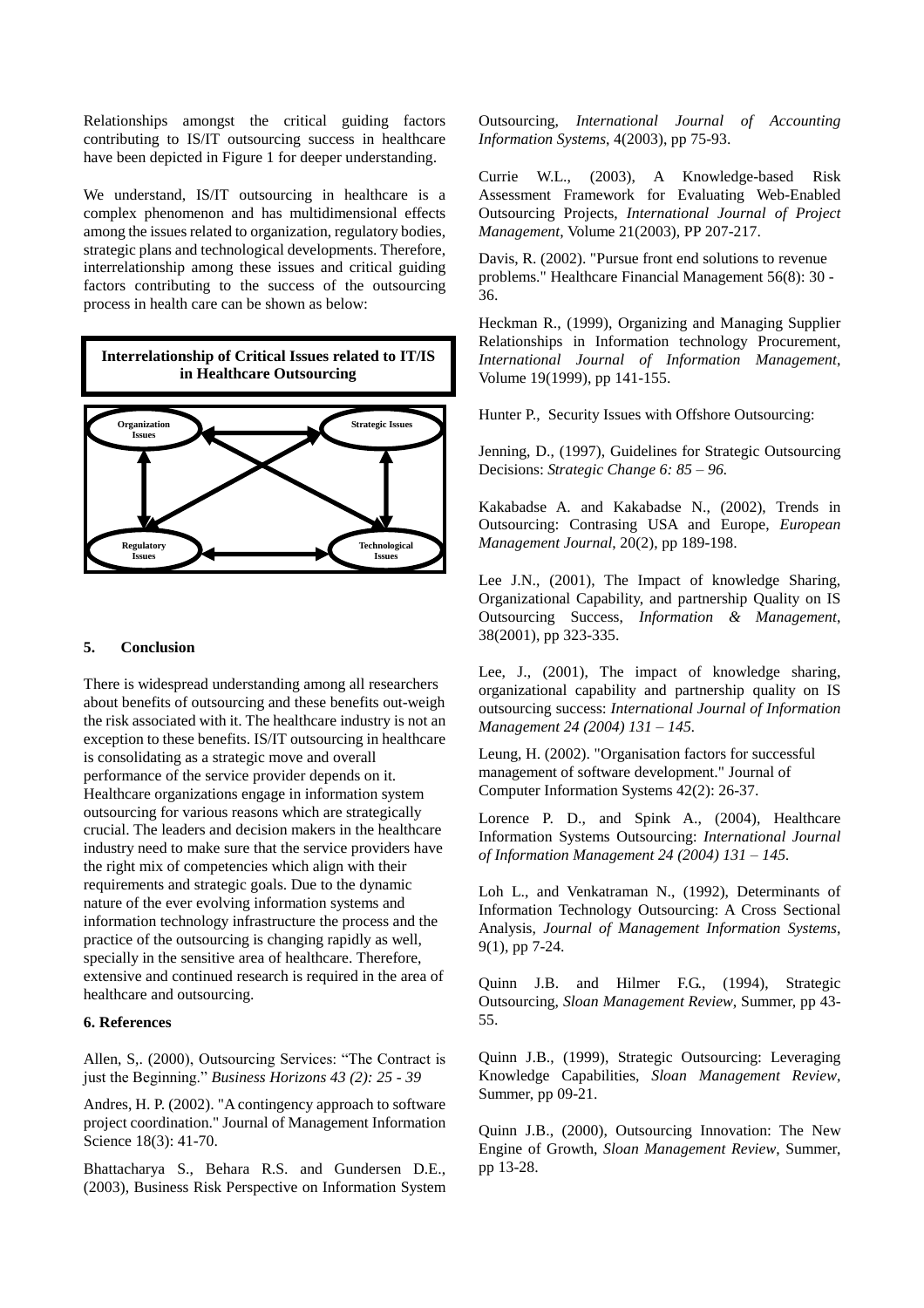Relationships amongst the critical guiding factors contributing to IS/IT outsourcing success in healthcare have been depicted in Figure 1 for deeper understanding.

We understand, IS/IT outsourcing in healthcare is a complex phenomenon and has multidimensional effects among the issues related to organization, regulatory bodies, strategic plans and technological developments. Therefore, interrelationship among these issues and critical guiding factors contributing to the success of the outsourcing process in health care can be shown as below:

**Interrelationship of Critical Issues related to IT/IS in Healthcare Outsourcing**

Organization Issues — Strategic Issues — Regulatory Issues — Technological Issues

## 5. Conclusion

There is widespread understanding among all researchers about benefits of outsourcing and these benefits out-weigh the risk associated with it. The healthcare industry is not an exception to these benefits. IS/IT outsourcing in healthcare is consolidating as a strategic move and overall performance of the service provider depends on it. Healthcare organizations engage in information system outsourcing for various reasons which are strategically crucial. The leaders and decision makers in the healthcare industry need to make sure that the service providers have the right mix of competencies which align with their requirements and strategic goals. Due to the dynamic nature of the ever evolving information systems and information technology infrastructure the process and the practice of the outsourcing is changing rapidly as well, specially in the sensitive area of healthcare. Therefore, extensive and continued research is required in the area of healthcare and outsourcing.

## 6. References

Allen, S,. (2000), Outsourcing Services: "The Contract is just the Beginning." *Business Horizons 43 (2): 25 - 39*

Andres, H. P. (2002). "A contingency approach to software project coordination." Journal of Management Information Science 18(3): 41-70.

Bhattacharya S., Behara R.S. and Gundersen D.E., (2003), Business Risk Perspective on Information System Outsourcing, *International Journal of Accounting Information Systems*, 4(2003), pp 75-93.

Currie W.L., (2003), A Knowledge-based Risk Assessment Framework for Evaluating Web-Enabled Outsourcing Projects, *International Journal of Project Management*, Volume 21(2003), PP 207-217.

Davis, R. (2002). "Pursue front end solutions to revenue problems." Healthcare Financial Management 56(8): 30 - 36.

Heckman R., (1999), Organizing and Managing Supplier Relationships in Information technology Procurement, *International Journal of Information Management*, Volume 19(1999), pp 141-155.

Hunter P., Security Issues with Offshore Outsourcing:

Jenning, D., (1997), Guidelines for Strategic Outsourcing Decisions: *Strategic Change 6: 85 – 96.*

Kakabadse A. and Kakabadse N., (2002), Trends in Outsourcing: Contrasing USA and Europe, *European Management Journal*, 20(2), pp 189-198.

Lee J.N., (2001), The Impact of knowledge Sharing, Organizational Capability, and partnership Quality on IS Outsourcing Success, *Information & Management*, 38(2001), pp 323-335.

Lee, J., (2001), The impact of knowledge sharing, organizational capability and partnership quality on IS outsourcing success: *International Journal of Information Management 24 (2004) 131 – 145.*

Leung, H. (2002). "Organisation factors for successful management of software development." Journal of Computer Information Systems 42(2): 26-37.

Lorence P. D., and Spink A., (2004), Healthcare Information Systems Outsourcing: *International Journal of Information Management 24 (2004) 131 – 145.*

Loh L., and Venkatraman N., (1992), Determinants of Information Technology Outsourcing: A Cross Sectional Analysis, *Journal of Management Information Systems*, 9(1), pp 7-24.

Quinn J.B. and Hilmer F.G., (1994), Strategic Outsourcing, *Sloan Management Review*, Summer, pp 43-55.

Quinn J.B., (1999), Strategic Outsourcing: Leveraging Knowledge Capabilities, *Sloan Management Review*, Summer, pp 09-21.

Quinn J.B., (2000), Outsourcing Innovation: The New Engine of Growth, *Sloan Management Review*, Summer, pp 13-28.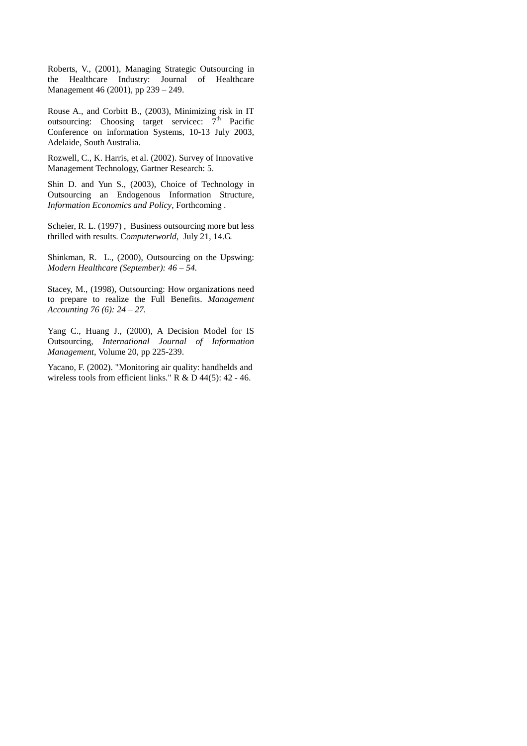Roberts, V., (2001), Managing Strategic Outsourcing in the Healthcare Industry: Journal of Healthcare Management 46 (2001), pp 239 – 249.

Rouse A., and Corbitt B., (2003), Minimizing risk in IT outsourcing: Choosing target servicec: 7[th] Pacific Conference on information Systems, 10-13 July 2003, Adelaide, South Australia.

Rozwell, C., K. Harris, et al. (2002). Survey of Innovative Management Technology, Gartner Research: 5.

Shin D. and Yun S., (2003), Choice of Technology in Outsourcing an Endogenous Information Structure, *Information Economics and Policy*, Forthcoming .

Scheier, R. L. (1997) , Business outsourcing more but less thrilled with results. C*omputerworld*, July 21, 14.G.

Shinkman, R. L., (2000), Outsourcing on the Upswing: *Modern Healthcare (September): 46 – 54.*

Stacey, M., (1998), Outsourcing: How organizations need to prepare to realize the Full Benefits. *Management Accounting 76 (6): 24 – 27.*

Yang C., Huang J., (2000), A Decision Model for IS Outsourcing, *International Journal of Information Management*, Volume 20, pp 225-239.

Yacano, F. (2002). "Monitoring air quality: handhelds and wireless tools from efficient links." R & D 44(5): 42 - 46.